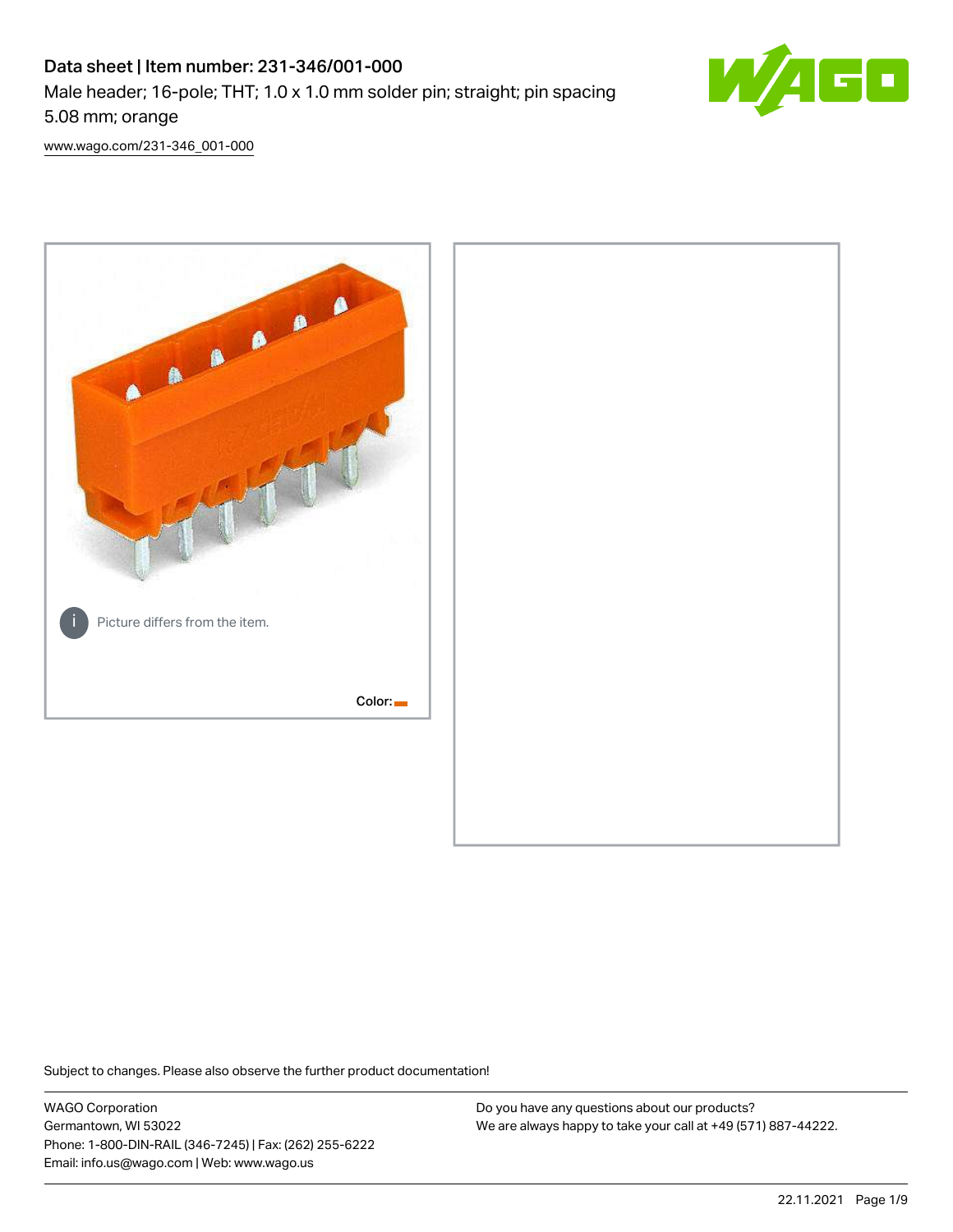# Data sheet | Item number: 231-346/001-000

Male header; 16-pole; THT; 1.0 x 1.0 mm solder pin; straight; pin spacing 5.08 mm; orange

www.wago.com/231-346_001-000

Picture differs from the item.

Color:

Subject to changes. Please also observe the further product documentation!

WAGO Corporation
Germantown, WI 53022
Phone: 1-800-DIN-RAIL (346-7245) | Fax: (262) 255-6222
Email: info.us@wago.com | Web: www.wago.us

Do you have any questions about our products?
We are always happy to take your call at +49 (571) 887-44222.

22.11.2021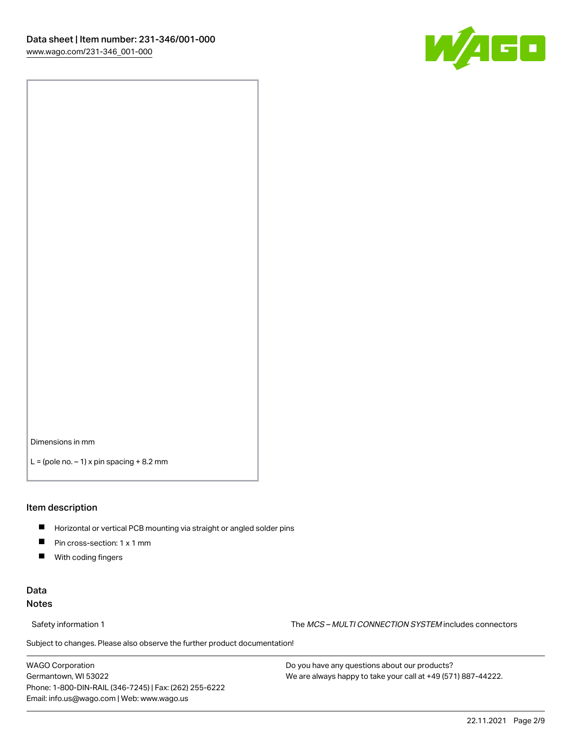Dimensions in mm

L = (pole no. – 1) x pin spacing + 8.2 mm

## Item description

- Horizontal or vertical PCB mounting via straight or angled solder pins
- Pin cross-section: 1 x 1 mm
- With coding fingers

## Data

### Notes

Safety information 1 | The *MCS – MULTI CONNECTION SYSTEM* includes connectors

Subject to changes. Please also observe the further product documentation!

WAGO Corporation
Germantown, WI 53022
Phone: 1-800-DIN-RAIL (346-7245) | Fax: (262) 255-6222
Email: info.us@wago.com | Web: www.wago.us

Do you have any questions about our products?
We are always happy to take your call at +49 (571) 887-44222.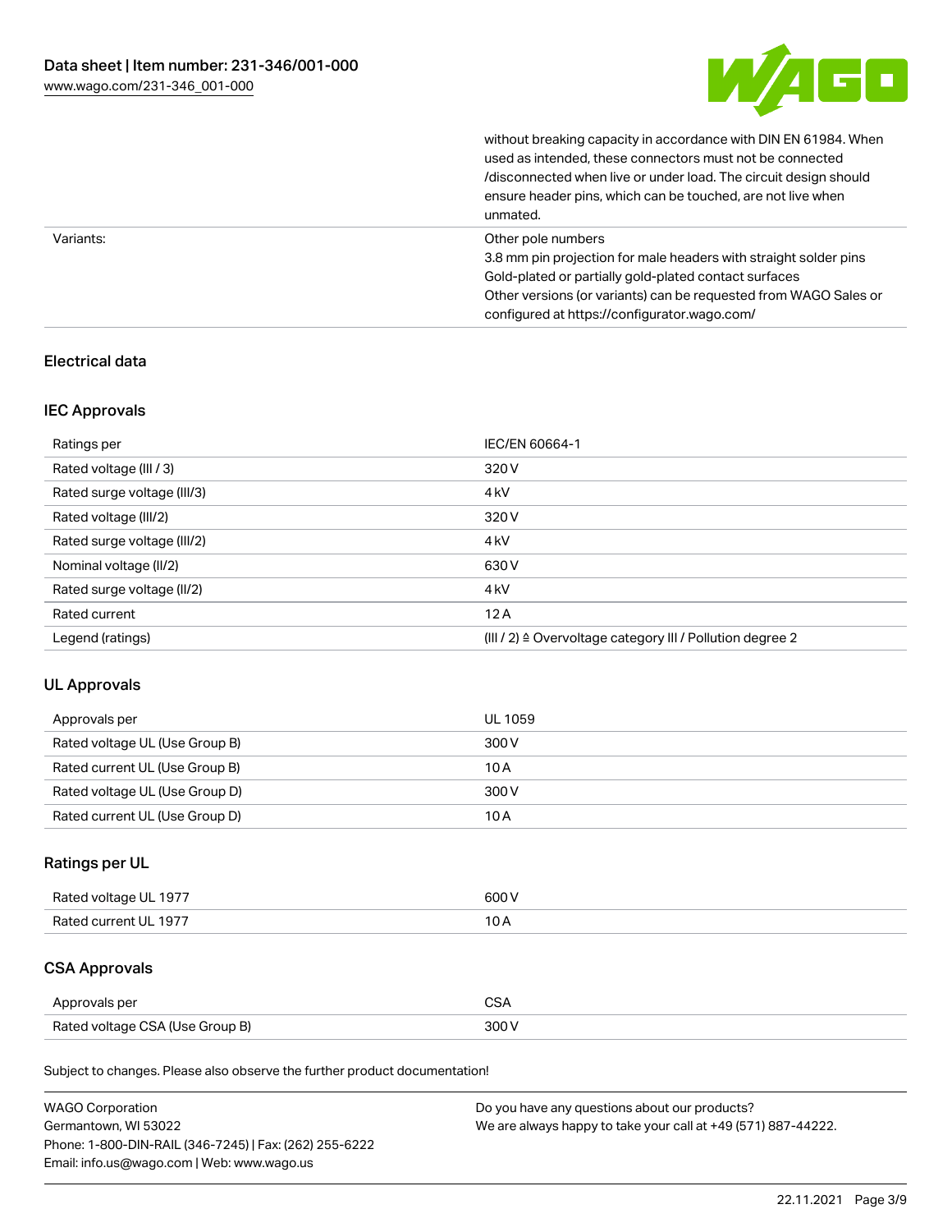| | |
|---|---|
| | without breaking capacity in accordance with DIN EN 61984. When used as intended, these connectors must not be connected /disconnected when live or under load. The circuit design should ensure header pins, which can be touched, are not live when unmated. |
| Variants: | Other pole numbers<br>3.8 mm pin projection for male headers with straight solder pins<br>Gold-plated or partially gold-plated contact surfaces<br>Other versions (or variants) can be requested from WAGO Sales or configured at https://configurator.wago.com/ |

## Electrical data

### IEC Approvals

| | |
|---|---|
| Ratings per | IEC/EN 60664-1 |
| Rated voltage (III / 3) | 320 V |
| Rated surge voltage (III/3) | 4 kV |
| Rated voltage (III/2) | 320 V |
| Rated surge voltage (III/2) | 4 kV |
| Nominal voltage (II/2) | 630 V |
| Rated surge voltage (II/2) | 4 kV |
| Rated current | 12 A |
| Legend (ratings) | (III / 2) ≙ Overvoltage category III / Pollution degree 2 |

### UL Approvals

| | |
|---|---|
| Approvals per | UL 1059 |
| Rated voltage UL (Use Group B) | 300 V |
| Rated current UL (Use Group B) | 10 A |
| Rated voltage UL (Use Group D) | 300 V |
| Rated current UL (Use Group D) | 10 A |

### Ratings per UL

| | |
|---|---|
| Rated voltage UL 1977 | 600 V |
| Rated current UL 1977 | 10 A |

### CSA Approvals

| | |
|---|---|
| Approvals per | CSA |
| Rated voltage CSA (Use Group B) | 300 V |

Subject to changes. Please also observe the further product documentation!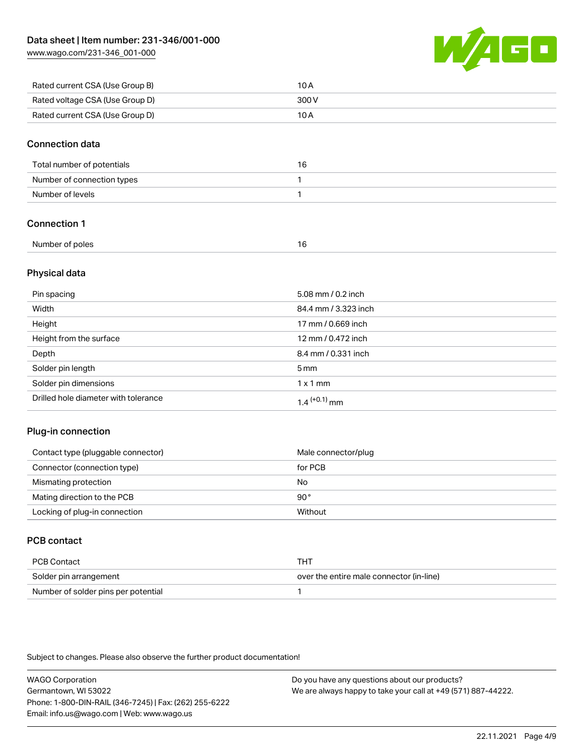| | |
|---|---|
| Rated current CSA (Use Group B) | 10 A |
| Rated voltage CSA (Use Group D) | 300 V |
| Rated current CSA (Use Group D) | 10 A |

## Connection data

| | |
|---|---|
| Total number of potentials | 16 |
| Number of connection types | 1 |
| Number of levels | 1 |

## Connection 1

| | |
|---|---|
| Number of poles | 16 |

## Physical data

| | |
|---|---|
| Pin spacing | 5.08 mm / 0.2 inch |
| Width | 84.4 mm / 3.323 inch |
| Height | 17 mm / 0.669 inch |
| Height from the surface | 12 mm / 0.472 inch |
| Depth | 8.4 mm / 0.331 inch |
| Solder pin length | 5 mm |
| Solder pin dimensions | 1 x 1 mm |
| Drilled hole diameter with tolerance | $1.4^{(+0.1)}$ mm |

## Plug-in connection

| | |
|---|---|
| Contact type (pluggable connector) | Male connector/plug |
| Connector (connection type) | for PCB |
| Mismating protection | No |
| Mating direction to the PCB | 90 ° |
| Locking of plug-in connection | Without |

## PCB contact

| | |
|---|---|
| PCB Contact | THT |
| Solder pin arrangement | over the entire male connector (in-line) |
| Number of solder pins per potential | 1 |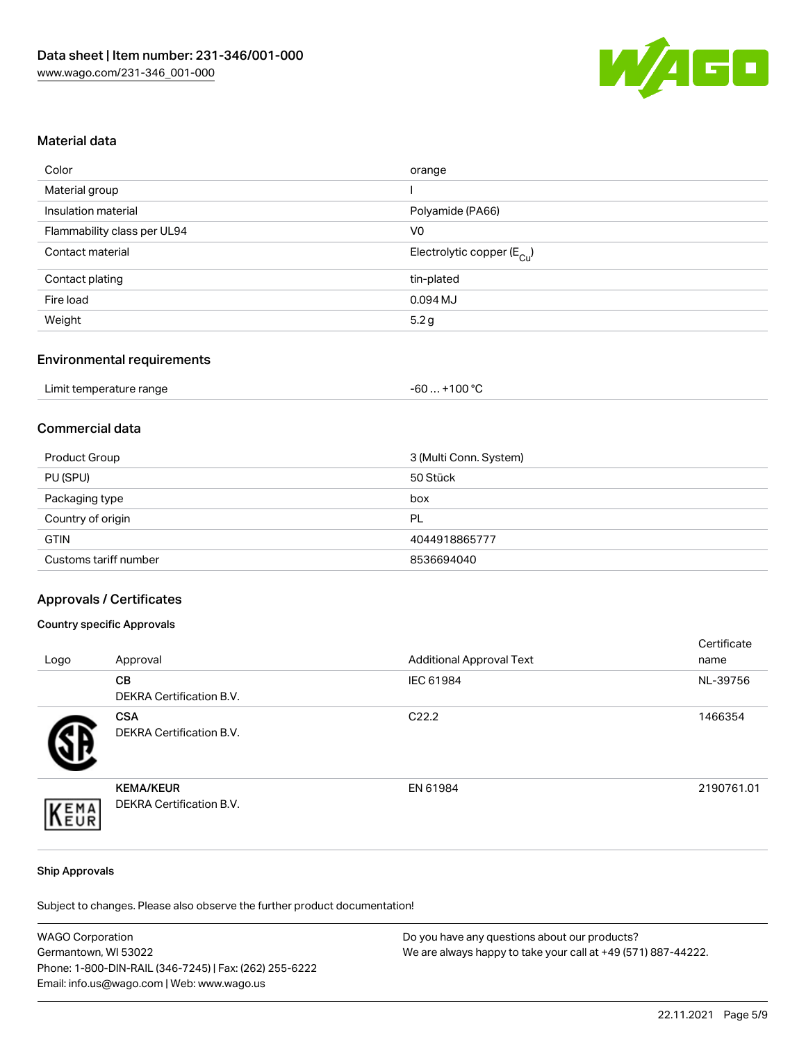## Material data

| | |
|---|---|
| Color | orange |
| Material group | I |
| Insulation material | Polyamide (PA66) |
| Flammability class per UL94 | V0 |
| Contact material | Electrolytic copper ($E_{Cu}$) |
| Contact plating | tin-plated |
| Fire load | 0.094 MJ |
| Weight | 5.2 g |

## Environmental requirements

| | |
|---|---|
| Limit temperature range | -60 … +100 °C |

## Commercial data

| | |
|---|---|
| Product Group | 3 (Multi Conn. System) |
| PU (SPU) | 50 Stück |
| Packaging type | box |
| Country of origin | PL |
| GTIN | 4044918865777 |
| Customs tariff number | 8536694040 |

## Approvals / Certificates

### Country specific Approvals

| Logo | Approval | Additional Approval Text | Certificate name |
|---|---|---|---|
| | **CB** DEKRA Certification B.V. | IEC 61984 | NL-39756 |
| | **CSA** DEKRA Certification B.V. | C22.2 | 1466354 |
| | **KEMA/KEUR** DEKRA Certification B.V. | EN 61984 | 2190761.01 |

### Ship Approvals

Subject to changes. Please also observe the further product documentation!

WAGO Corporation
Germantown, WI 53022
Phone: 1-800-DIN-RAIL (346-7245) | Fax: (262) 255-6222
Email: info.us@wago.com | Web: www.wago.us

Do you have any questions about our products?
We are always happy to take your call at +49 (571) 887-44222.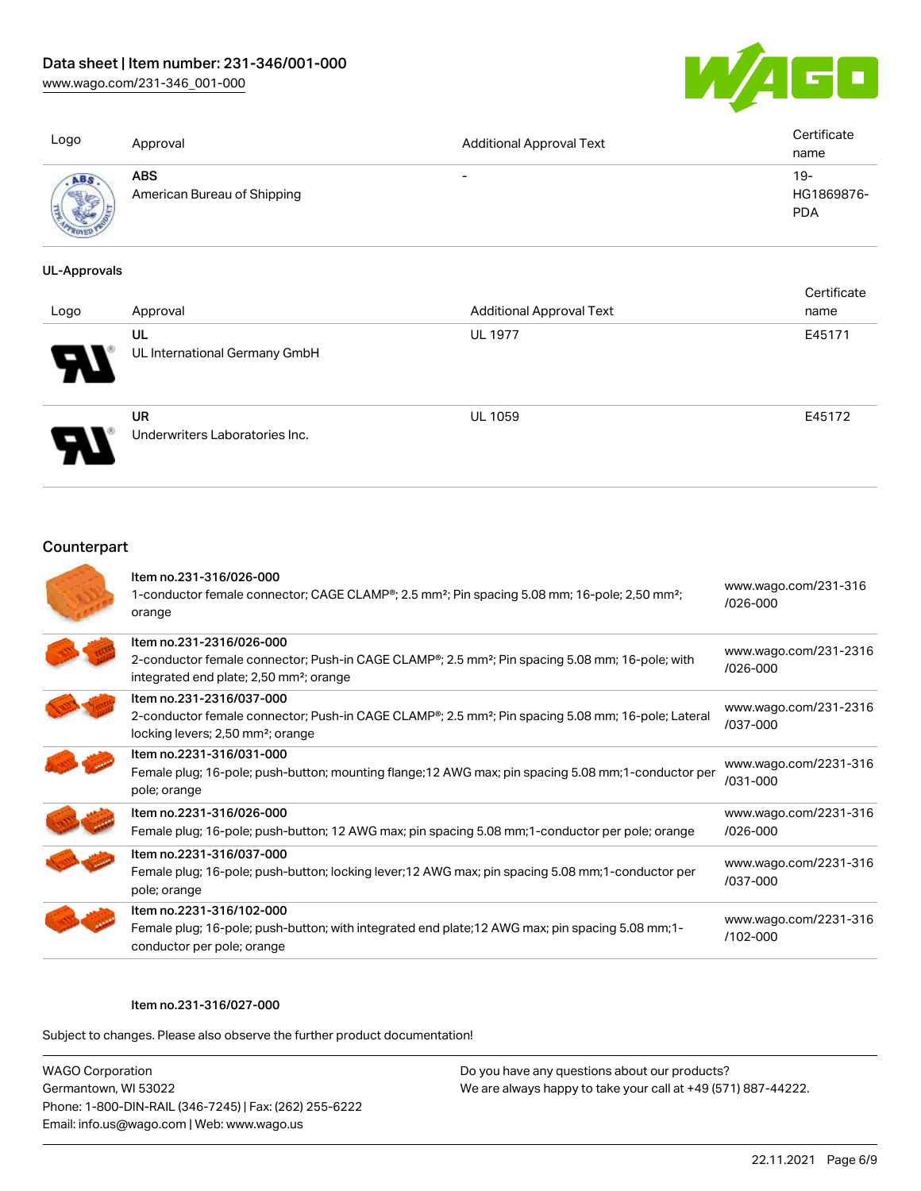| Logo | Approval | Additional Approval Text | Certificate name |
| --- | --- | --- | --- |
| | **ABS**<br>American Bureau of Shipping | - | 19-HG1869876-PDA |

**UL-Approvals**

| Logo | Approval | Additional Approval Text | Certificate name |
| --- | --- | --- | --- |
| | **UL**<br>UL International Germany GmbH | UL 1977 | E45171 |
| | **UR**<br>Underwriters Laboratories Inc. | UL 1059 | E45172 |

## Counterpart

| | Item | Link |
| --- | --- | --- |
| | Item no.231-316/026-000<br>1-conductor female connector; CAGE CLAMP®; 2.5 mm²; Pin spacing 5.08 mm; 16-pole; 2,50 mm²; orange | www.wago.com/231-316/026-000 |
| | Item no.231-2316/026-000<br>2-conductor female connector; Push-in CAGE CLAMP®; 2.5 mm²; Pin spacing 5.08 mm; 16-pole; with integrated end plate; 2,50 mm²; orange | www.wago.com/231-2316/026-000 |
| | Item no.231-2316/037-000<br>2-conductor female connector; Push-in CAGE CLAMP®; 2.5 mm²; Pin spacing 5.08 mm; 16-pole; Lateral locking levers; 2,50 mm²; orange | www.wago.com/231-2316/037-000 |
| | Item no.2231-316/031-000<br>Female plug; 16-pole; push-button; mounting flange;12 AWG max; pin spacing 5.08 mm;1-conductor per pole; orange | www.wago.com/2231-316/031-000 |
| | Item no.2231-316/026-000<br>Female plug; 16-pole; push-button; 12 AWG max; pin spacing 5.08 mm;1-conductor per pole; orange | www.wago.com/2231-316/026-000 |
| | Item no.2231-316/037-000<br>Female plug; 16-pole; push-button; locking lever;12 AWG max; pin spacing 5.08 mm;1-conductor per pole; orange | www.wago.com/2231-316/037-000 |
| | Item no.2231-316/102-000<br>Female plug; 16-pole; push-button; with integrated end plate;12 AWG max; pin spacing 5.08 mm;1-conductor per pole; orange | www.wago.com/2231-316/102-000 |

Item no.231-316/027-000

Subject to changes. Please also observe the further product documentation!

WAGO Corporation
Germantown, WI 53022
Phone: 1-800-DIN-RAIL (346-7245) | Fax: (262) 255-6222
Email: info.us@wago.com | Web: www.wago.us

Do you have any questions about our products?
We are always happy to take your call at +49 (571) 887-44222.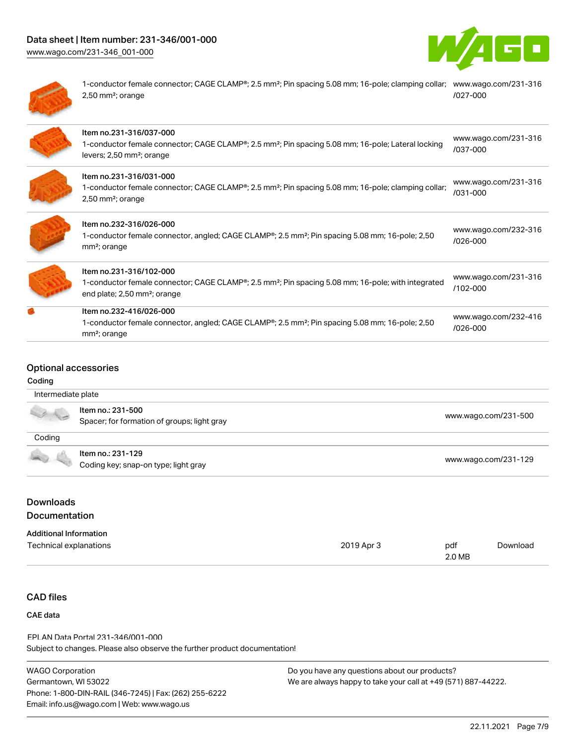| Description | Link |
| --- | --- |
| 1-conductor female connector; CAGE CLAMP®; 2.5 mm²; Pin spacing 5.08 mm; 16-pole; clamping collar; 2,50 mm²; orange | www.wago.com/231-316/027-000 |
| Item no.231-316/037-000<br>1-conductor female connector; CAGE CLAMP®; 2.5 mm²; Pin spacing 5.08 mm; 16-pole; Lateral locking levers; 2,50 mm²; orange | www.wago.com/231-316/037-000 |
| Item no.231-316/031-000<br>1-conductor female connector; CAGE CLAMP®; 2.5 mm²; Pin spacing 5.08 mm; 16-pole; clamping collar; 2,50 mm²; orange | www.wago.com/231-316/031-000 |
| Item no.232-316/026-000<br>1-conductor female connector, angled; CAGE CLAMP®; 2.5 mm²; Pin spacing 5.08 mm; 16-pole; 2,50 mm²; orange | www.wago.com/232-316/026-000 |
| Item no.231-316/102-000<br>1-conductor female connector; CAGE CLAMP®; 2.5 mm²; Pin spacing 5.08 mm; 16-pole; with integrated end plate; 2,50 mm²; orange | www.wago.com/231-316/102-000 |
| Item no.232-416/026-000<br>1-conductor female connector, angled; CAGE CLAMP®; 2.5 mm²; Pin spacing 5.08 mm; 16-pole; 2,50 mm²; orange | www.wago.com/232-416/026-000 |

## Optional accessories

### Coding

| Intermediate plate | |
| --- | --- |
| Item no.: 231-500<br>Spacer; for formation of groups; light gray | www.wago.com/231-500 |

| Coding | |
| --- | --- |
| Item no.: 231-129<br>Coding key; snap-on type; light gray | www.wago.com/231-129 |

## Downloads

## Documentation

### Additional Information

| | | | |
| --- | --- | --- | --- |
| Technical explanations | 2019 Apr 3 | pdf<br>2.0 MB | Download |

## CAD files

### CAE data

EPLAN Data Portal 231-346/001-000

Subject to changes. Please also observe the further product documentation!

WAGO Corporation
Germantown, WI 53022
Phone: 1-800-DIN-RAIL (346-7245) | Fax: (262) 255-6222
Email: info.us@wago.com | Web: www.wago.us

Do you have any questions about our products?
We are always happy to take your call at +49 (571) 887-44222.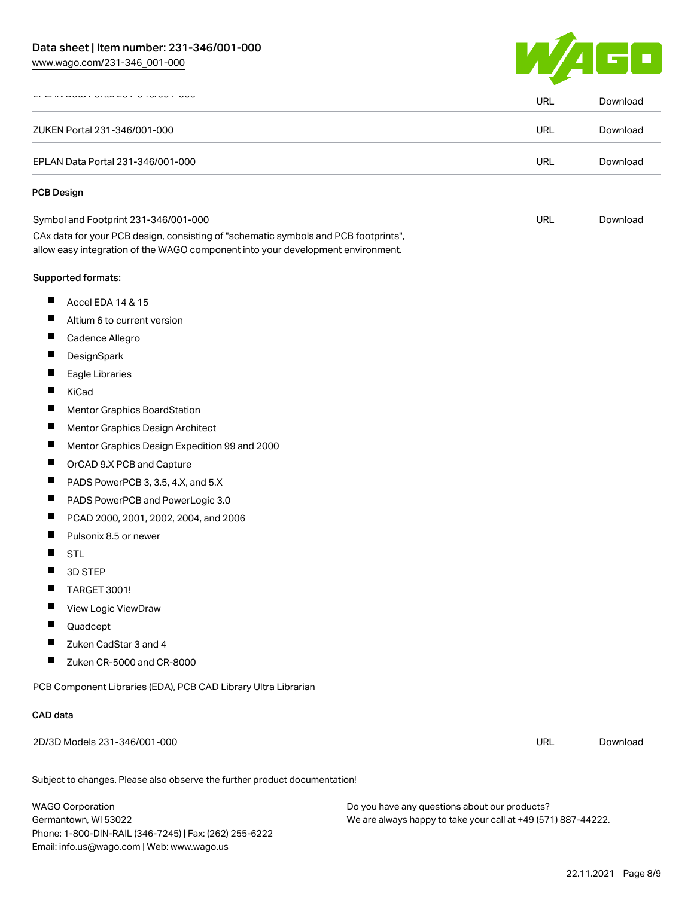| | | |
|---|---|---|
| EPLAN Data Portal 231-346/001-000 | URL | Download |
| ZUKEN Portal 231-346/001-000 | URL | Download |
| EPLAN Data Portal 231-346/001-000 | URL | Download |

**PCB Design**

| | | |
|---|---|---|
| Symbol and Footprint 231-346/001-000 | URL | Download |

CAx data for your PCB design, consisting of "schematic symbols and PCB footprints", allow easy integration of the WAGO component into your development environment.

Supported formats:

- Accel EDA 14 & 15
- Altium 6 to current version
- Cadence Allegro
- DesignSpark
- Eagle Libraries
- KiCad
- Mentor Graphics BoardStation
- Mentor Graphics Design Architect
- Mentor Graphics Design Expedition 99 and 2000
- OrCAD 9.X PCB and Capture
- PADS PowerPCB 3, 3.5, 4.X, and 5.X
- PADS PowerPCB and PowerLogic 3.0
- PCAD 2000, 2001, 2002, 2004, and 2006
- Pulsonix 8.5 or newer
- STL
- 3D STEP
- TARGET 3001!
- View Logic ViewDraw
- Quadcept
- Zuken CadStar 3 and 4
- Zuken CR-5000 and CR-8000

PCB Component Libraries (EDA), PCB CAD Library Ultra Librarian

**CAD data**

| | | |
|---|---|---|
| 2D/3D Models 231-346/001-000 | URL | Download |

Subject to changes. Please also observe the further product documentation!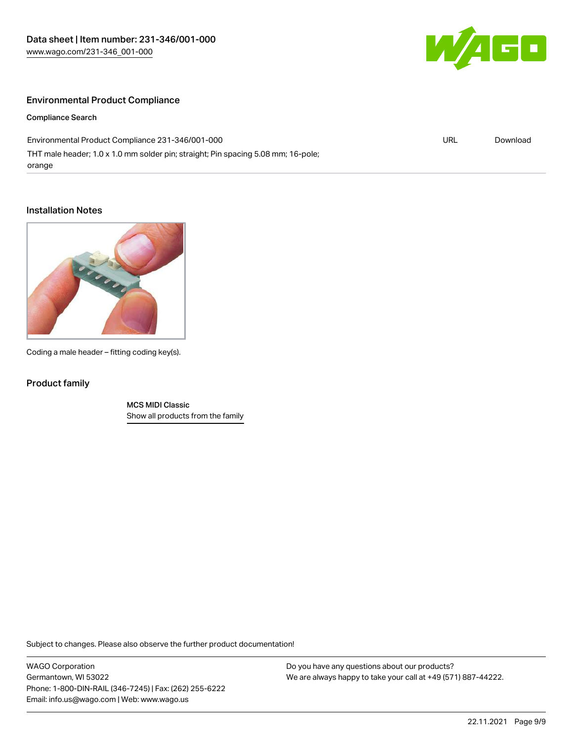## Environmental Product Compliance

### Compliance Search

| | | |
|---|---|---|
| Environmental Product Compliance 231-346/001-000<br>THT male header; 1.0 x 1.0 mm solder pin; straight; Pin spacing 5.08 mm; 16-pole; orange | URL | Download |

## Installation Notes

Coding a male header – fitting coding key(s).

## Product family

MCS MIDI Classic
Show all products from the family

Subject to changes. Please also observe the further product documentation!

WAGO Corporation
Germantown, WI 53022
Phone: 1-800-DIN-RAIL (346-7245) | Fax: (262) 255-6222
Email: info.us@wago.com | Web: www.wago.us

Do you have any questions about our products?
We are always happy to take your call at +49 (571) 887-44222.